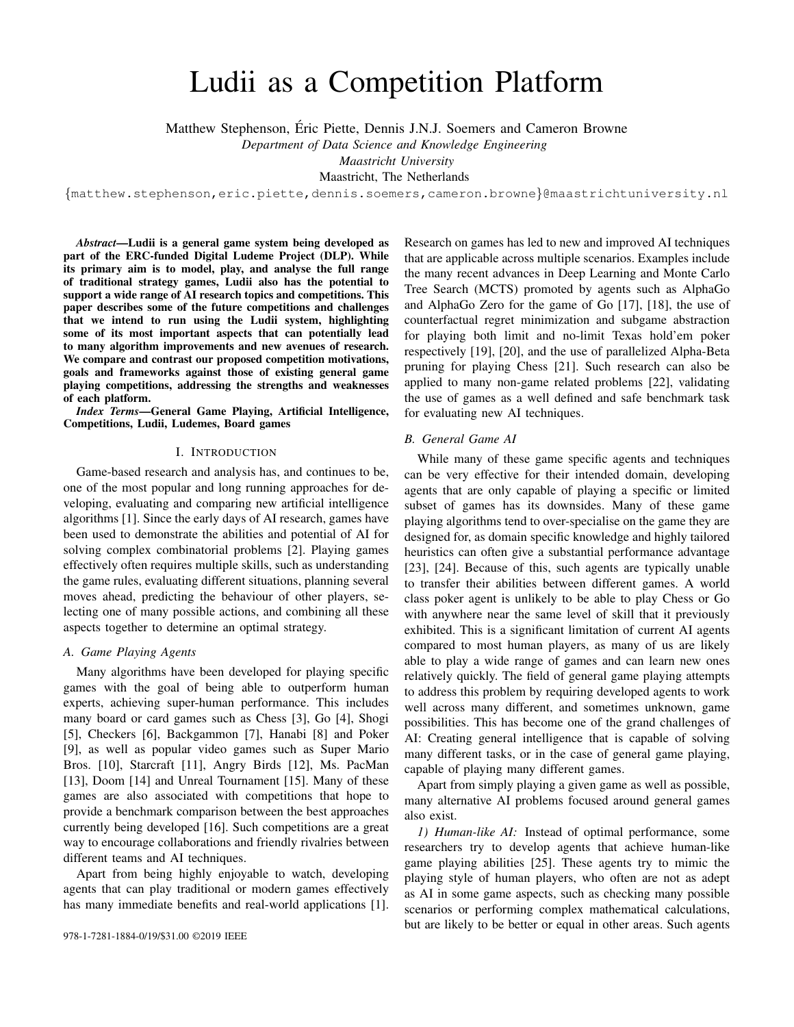৳# Ludii as a Competition Platform

Matthew Stephenson, Éric Piette, Dennis J.N.J. Soemers and Cameron Browne

*Department of Data Science and Knowledge Engineering*

*Maastricht University*

Maastricht, The Netherlands

{matthew.stephenson,eric.piette,dennis.soemers,cameron.browne}@maastrichtuniversity.nl

***Abstract*—Ludii is a general game system being developed as part of the ERC-funded Digital Ludeme Project (DLP). While its primary aim is to model, play, and analyse the full range of traditional strategy games, Ludii also has the potential to support a wide range of AI research topics and competitions. This paper describes some of the future competitions and challenges that we intend to run using the Ludii system, highlighting some of its most important aspects that can potentially lead to many algorithm improvements and new avenues of research. We compare and contrast our proposed competition motivations, goals and frameworks against those of existing general game playing competitions, addressing the strengths and weaknesses of each platform.**

***Index Terms*—General Game Playing, Artificial Intelligence, Competitions, Ludii, Ludemes, Board games**

## I. Introduction

Game-based research and analysis has, and continues to be, one of the most popular and long running approaches for developing, evaluating and comparing new artificial intelligence algorithms [1]. Since the early days of AI research, games have been used to demonstrate the abilities and potential of AI for solving complex combinatorial problems [2]. Playing games effectively often requires multiple skills, such as understanding the game rules, evaluating different situations, planning several moves ahead, predicting the behaviour of other players, selecting one of many possible actions, and combining all these aspects together to determine an optimal strategy.

### A. Game Playing Agents

Many algorithms have been developed for playing specific games with the goal of being able to outperform human experts, achieving super-human performance. This includes many board or card games such as Chess [3], Go [4], Shogi [5], Checkers [6], Backgammon [7], Hanabi [8] and Poker [9], as well as popular video games such as Super Mario Bros. [10], Starcraft [11], Angry Birds [12], Ms. PacMan [13], Doom [14] and Unreal Tournament [15]. Many of these games are also associated with competitions that hope to provide a benchmark comparison between the best approaches currently being developed [16]. Such competitions are a great way to encourage collaborations and friendly rivalries between different teams and AI techniques.

Apart from being highly enjoyable to watch, developing agents that can play traditional or modern games effectively has many immediate benefits and real-world applications [1]. Research on games has led to new and improved AI techniques that are applicable across multiple scenarios. Examples include the many recent advances in Deep Learning and Monte Carlo Tree Search (MCTS) promoted by agents such as AlphaGo and AlphaGo Zero for the game of Go [17], [18], the use of counterfactual regret minimization and subgame abstraction for playing both limit and no-limit Texas hold'em poker respectively [19], [20], and the use of parallelized Alpha-Beta pruning for playing Chess [21]. Such research can also be applied to many non-game related problems [22], validating the use of games as a well defined and safe benchmark task for evaluating new AI techniques.

### B. General Game AI

While many of these game specific agents and techniques can be very effective for their intended domain, developing agents that are only capable of playing a specific or limited subset of games has its downsides. Many of these game playing algorithms tend to over-specialise on the game they are designed for, as domain specific knowledge and highly tailored heuristics can often give a substantial performance advantage [23], [24]. Because of this, such agents are typically unable to transfer their abilities between different games. A world class poker agent is unlikely to be able to play Chess or Go with anywhere near the same level of skill that it previously exhibited. This is a significant limitation of current AI agents compared to most human players, as many of us are likely able to play a wide range of games and can learn new ones relatively quickly. The field of general game playing attempts to address this problem by requiring developed agents to work well across many different, and sometimes unknown, game possibilities. This has become one of the grand challenges of AI: Creating general intelligence that is capable of solving many different tasks, or in the case of general game playing, capable of playing many different games.

Apart from simply playing a given game as well as possible, many alternative AI problems focused around general games also exist.

*1) Human-like AI:* Instead of optimal performance, some researchers try to develop agents that achieve human-like game playing abilities [25]. These agents try to mimic the playing style of human players, who often are not as adept as AI in some game aspects, such as checking many possible scenarios or performing complex mathematical calculations, but are likely to be better or equal in other areas. Such agents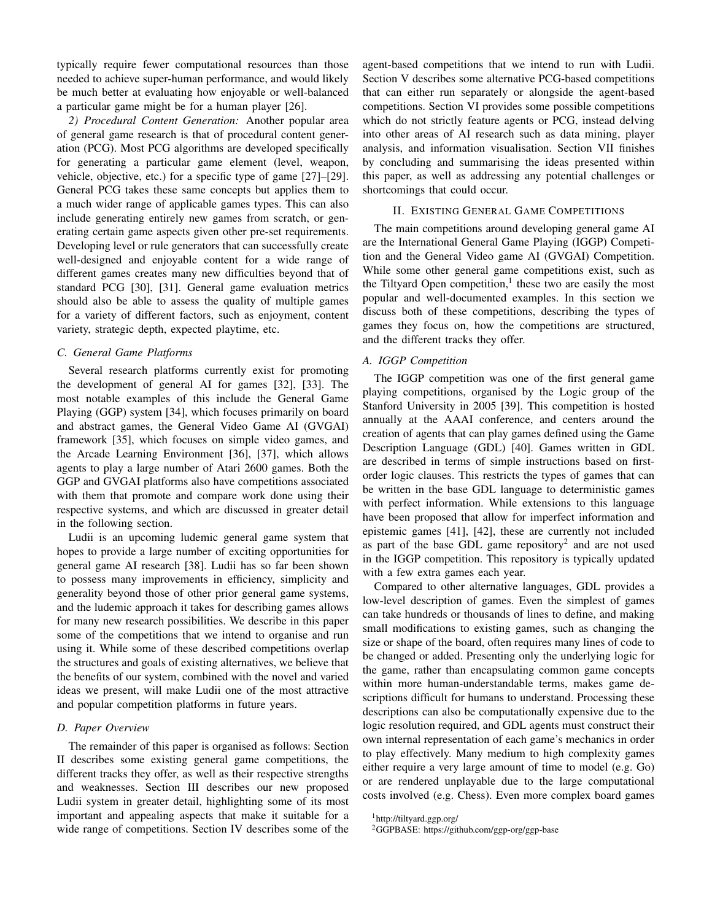typically require fewer computational resources than those needed to achieve super-human performance, and would likely be much better at evaluating how enjoyable or well-balanced a particular game might be for a human player [26].

*2) Procedural Content Generation:* Another popular area of general game research is that of procedural content generation (PCG). Most PCG algorithms are developed specifically for generating a particular game element (level, weapon, vehicle, objective, etc.) for a specific type of game [27]–[29]. General PCG takes these same concepts but applies them to a much wider range of applicable games types. This can also include generating entirely new games from scratch, or generating certain game aspects given other pre-set requirements. Developing level or rule generators that can successfully create well-designed and enjoyable content for a wide range of different games creates many new difficulties beyond that of standard PCG [30], [31]. General game evaluation metrics should also be able to assess the quality of multiple games for a variety of different factors, such as enjoyment, content variety, strategic depth, expected playtime, etc.

### C. General Game Platforms

Several research platforms currently exist for promoting the development of general AI for games [32], [33]. The most notable examples of this include the General Game Playing (GGP) system [34], which focuses primarily on board and abstract games, the General Video Game AI (GVGAI) framework [35], which focuses on simple video games, and the Arcade Learning Environment [36], [37], which allows agents to play a large number of Atari 2600 games. Both the GGP and GVGAI platforms also have competitions associated with them that promote and compare work done using their respective systems, and which are discussed in greater detail in the following section.

Ludii is an upcoming ludemic general game system that hopes to provide a large number of exciting opportunities for general game AI research [38]. Ludii has so far been shown to possess many improvements in efficiency, simplicity and generality beyond those of other prior general game systems, and the ludemic approach it takes for describing games allows for many new research possibilities. We describe in this paper some of the competitions that we intend to organise and run using it. While some of these described competitions overlap the structures and goals of existing alternatives, we believe that the benefits of our system, combined with the novel and varied ideas we present, will make Ludii one of the most attractive and popular competition platforms in future years.

### D. Paper Overview

The remainder of this paper is organised as follows: Section II describes some existing general game competitions, the different tracks they offer, as well as their respective strengths and weaknesses. Section III describes our new proposed Ludii system in greater detail, highlighting some of its most important and appealing aspects that make it suitable for a wide range of competitions. Section IV describes some of the agent-based competitions that we intend to run with Ludii. Section V describes some alternative PCG-based competitions that can either run separately or alongside the agent-based competitions. Section VI provides some possible competitions which do not strictly feature agents or PCG, instead delving into other areas of AI research such as data mining, player analysis, and information visualisation. Section VII finishes by concluding and summarising the ideas presented within this paper, as well as addressing any potential challenges or shortcomings that could occur.

## II. Existing General Game Competitions

The main competitions around developing general game AI are the International General Game Playing (IGGP) Competition and the General Video game AI (GVGAI) Competition. While some other general game competitions exist, such as the Tiltyard Open competition,[1] these two are easily the most popular and well-documented examples. In this section we discuss both of these competitions, describing the types of games they focus on, how the competitions are structured, and the different tracks they offer.

### A. IGGP Competition

The IGGP competition was one of the first general game playing competitions, organised by the Logic group of the Stanford University in 2005 [39]. This competition is hosted annually at the AAAI conference, and centers around the creation of agents that can play games defined using the Game Description Language (GDL) [40]. Games written in GDL are described in terms of simple instructions based on first-order logic clauses. This restricts the types of games that can be written in the base GDL language to deterministic games with perfect information. While extensions to this language have been proposed that allow for imperfect information and epistemic games [41], [42], these are currently not included as part of the base GDL game repository[2] and are not used in the IGGP competition. This repository is typically updated with a few extra games each year.

Compared to other alternative languages, GDL provides a low-level description of games. Even the simplest of games can take hundreds or thousands of lines to define, and making small modifications to existing games, such as changing the size or shape of the board, often requires many lines of code to be changed or added. Presenting only the underlying logic for the game, rather than encapsulating common game concepts within more human-understandable terms, makes game descriptions difficult for humans to understand. Processing these descriptions can also be computationally expensive due to the logic resolution required, and GDL agents must construct their own internal representation of each game's mechanics in order to play effectively. Many medium to high complexity games either require a very large amount of time to model (e.g. Go) or are rendered unplayable due to the large computational costs involved (e.g. Chess). Even more complex board games

[1] http://tiltyard.ggp.org/

[2] GGPBASE: https://github.com/ggp-org/ggp-base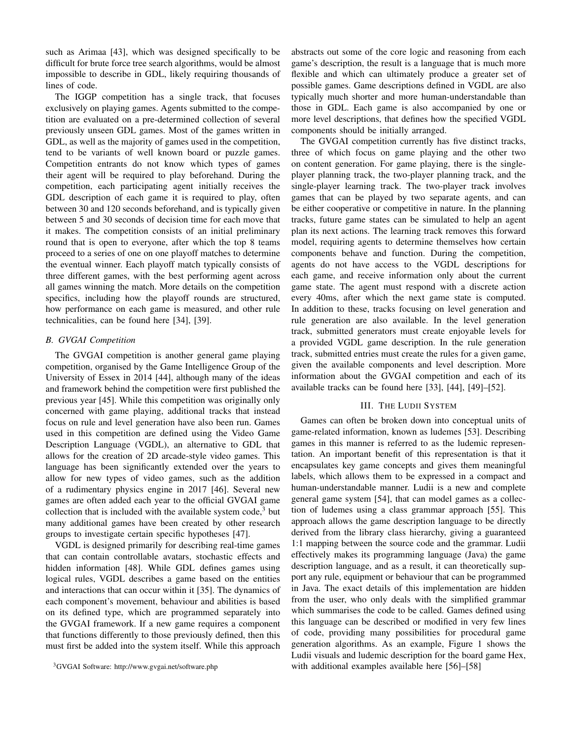such as Arimaa [43], which was designed specifically to be difficult for brute force tree search algorithms, would be almost impossible to describe in GDL, likely requiring thousands of lines of code.

The IGGP competition has a single track, that focuses exclusively on playing games. Agents submitted to the competition are evaluated on a pre-determined collection of several previously unseen GDL games. Most of the games written in GDL, as well as the majority of games used in the competition, tend to be variants of well known board or puzzle games. Competition entrants do not know which types of games their agent will be required to play beforehand. During the competition, each participating agent initially receives the GDL description of each game it is required to play, often between 30 and 120 seconds beforehand, and is typically given between 5 and 30 seconds of decision time for each move that it makes. The competition consists of an initial preliminary round that is open to everyone, after which the top 8 teams proceed to a series of one on one playoff matches to determine the eventual winner. Each playoff match typically consists of three different games, with the best performing agent across all games winning the match. More details on the competition specifics, including how the playoff rounds are structured, how performance on each game is measured, and other rule technicalities, can be found here [34], [39].

### B. GVGAI Competition

The GVGAI competition is another general game playing competition, organised by the Game Intelligence Group of the University of Essex in 2014 [44], although many of the ideas and framework behind the competition were first published the previous year [45]. While this competition was originally only concerned with game playing, additional tracks that instead focus on rule and level generation have also been run. Games used in this competition are defined using the Video Game Description Language (VGDL), an alternative to GDL that allows for the creation of 2D arcade-style video games. This language has been significantly extended over the years to allow for new types of video games, such as the addition of a rudimentary physics engine in 2017 [46]. Several new games are often added each year to the official GVGAI game collection that is included with the available system code,[3] but many additional games have been created by other research groups to investigate certain specific hypotheses [47].

VGDL is designed primarily for describing real-time games that can contain controllable avatars, stochastic effects and hidden information [48]. While GDL defines games using logical rules, VGDL describes a game based on the entities and interactions that can occur within it [35]. The dynamics of each component's movement, behaviour and abilities is based on its defined type, which are programmed separately into the GVGAI framework. If a new game requires a component that functions differently to those previously defined, then this must first be added into the system itself. While this approach abstracts out some of the core logic and reasoning from each game's description, the result is a language that is much more flexible and which can ultimately produce a greater set of possible games. Game descriptions defined in VGDL are also typically much shorter and more human-understandable than those in GDL. Each game is also accompanied by one or more level descriptions, that defines how the specified VGDL components should be initially arranged.

The GVGAI competition currently has five distinct tracks, three of which focus on game playing and the other two on content generation. For game playing, there is the single-player planning track, the two-player planning track, and the single-player learning track. The two-player track involves games that can be played by two separate agents, and can be either cooperative or competitive in nature. In the planning tracks, future game states can be simulated to help an agent plan its next actions. The learning track removes this forward model, requiring agents to determine themselves how certain components behave and function. During the competition, agents do not have access to the VGDL descriptions for each game, and receive information only about the current game state. The agent must respond with a discrete action every 40ms, after which the next game state is computed. In addition to these, tracks focusing on level generation and rule generation are also available. In the level generation track, submitted generators must create enjoyable levels for a provided VGDL game description. In the rule generation track, submitted entries must create the rules for a given game, given the available components and level description. More information about the GVGAI competition and each of its available tracks can be found here [33], [44], [49]–[52].

## III. The Ludii System

Games can often be broken down into conceptual units of game-related information, known as ludemes [53]. Describing games in this manner is referred to as the ludemic representation. An important benefit of this representation is that it encapsulates key game concepts and gives them meaningful labels, which allows them to be expressed in a compact and human-understandable manner. Ludii is a new and complete general game system [54], that can model games as a collection of ludemes using a class grammar approach [55]. This approach allows the game description language to be directly derived from the library class hierarchy, giving a guaranteed 1:1 mapping between the source code and the grammar. Ludii effectively makes its programming language (Java) the game description language, and as a result, it can theoretically support any rule, equipment or behaviour that can be programmed in Java. The exact details of this implementation are hidden from the user, who only deals with the simplified grammar which summarises the code to be called. Games defined using this language can be described or modified in very few lines of code, providing many possibilities for procedural game generation algorithms. As an example, Figure 1 shows the Ludii visuals and ludemic description for the board game Hex, with additional examples available here [56]–[58]

[3] GVGAI Software: http://www.gvgai.net/software.php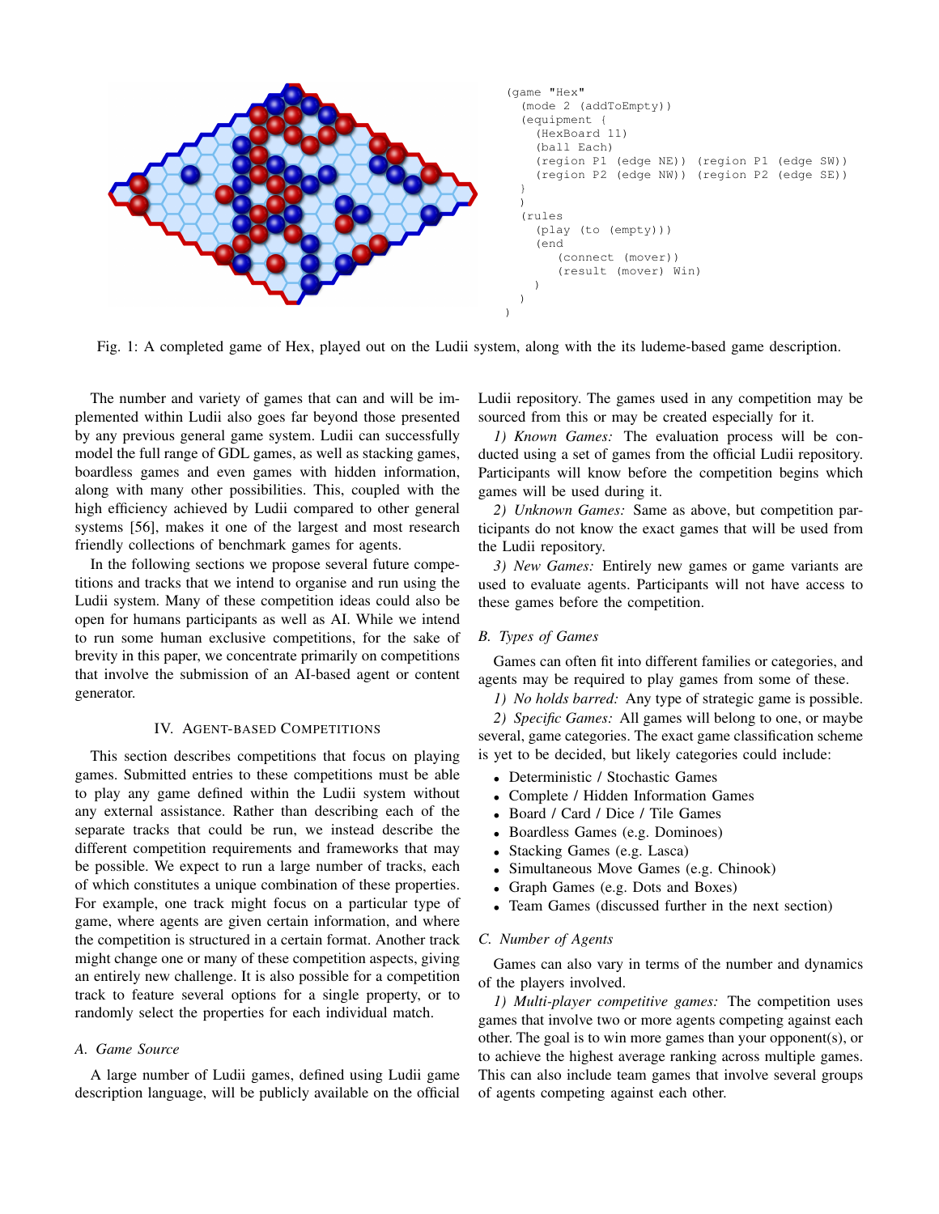```
(game "Hex"
  (mode 2 (addToEmpty))
  (equipment {
    (HexBoard 11)
    (ball Each)
    (region P1 (edge NE)) (region P1 (edge SW))
    (region P2 (edge NW)) (region P2 (edge SE))
  }
  )
  (rules
    (play (to (empty)))
    (end
       (connect (mover))
       (result (mover) Win)
    )
  )
)
```

Fig. 1: A completed game of Hex, played out on the Ludii system, along with the its ludeme-based game description.

The number and variety of games that can and will be implemented within Ludii also goes far beyond those presented by any previous general game system. Ludii can successfully model the full range of GDL games, as well as stacking games, boardless games and even games with hidden information, along with many other possibilities. This, coupled with the high efficiency achieved by Ludii compared to other general systems [56], makes it one of the largest and most research friendly collections of benchmark games for agents.

In the following sections we propose several future competitions and tracks that we intend to organise and run using the Ludii system. Many of these competition ideas could also be open for humans participants as well as AI. While we intend to run some human exclusive competitions, for the sake of brevity in this paper, we concentrate primarily on competitions that involve the submission of an AI-based agent or content generator.

## IV. Agent-based Competitions

This section describes competitions that focus on playing games. Submitted entries to these competitions must be able to play any game defined within the Ludii system without any external assistance. Rather than describing each of the separate tracks that could be run, we instead describe the different competition requirements and frameworks that may be possible. We expect to run a large number of tracks, each of which constitutes a unique combination of these properties. For example, one track might focus on a particular type of game, where agents are given certain information, and where the competition is structured in a certain format. Another track might change one or many of these competition aspects, giving an entirely new challenge. It is also possible for a competition track to feature several options for a single property, or to randomly select the properties for each individual match.

### A. Game Source

A large number of Ludii games, defined using Ludii game description language, will be publicly available on the official Ludii repository. The games used in any competition may be sourced from this or may be created especially for it.

*1) Known Games:* The evaluation process will be conducted using a set of games from the official Ludii repository. Participants will know before the competition begins which games will be used during it.

*2) Unknown Games:* Same as above, but competition participants do not know the exact games that will be used from the Ludii repository.

*3) New Games:* Entirely new games or game variants are used to evaluate agents. Participants will not have access to these games before the competition.

### B. Types of Games

Games can often fit into different families or categories, and agents may be required to play games from some of these.

*1) No holds barred:* Any type of strategic game is possible.

*2) Specific Games:* All games will belong to one, or maybe several, game categories. The exact game classification scheme is yet to be decided, but likely categories could include:

- Deterministic / Stochastic Games
- Complete / Hidden Information Games
- Board / Card / Dice / Tile Games
- Boardless Games (e.g. Dominoes)
- Stacking Games (e.g. Lasca)
- Simultaneous Move Games (e.g. Chinook)
- Graph Games (e.g. Dots and Boxes)
- Team Games (discussed further in the next section)

### C. Number of Agents

Games can also vary in terms of the number and dynamics of the players involved.

*1) Multi-player competitive games:* The competition uses games that involve two or more agents competing against each other. The goal is to win more games than your opponent(s), or to achieve the highest average ranking across multiple games. This can also include team games that involve several groups of agents competing against each other.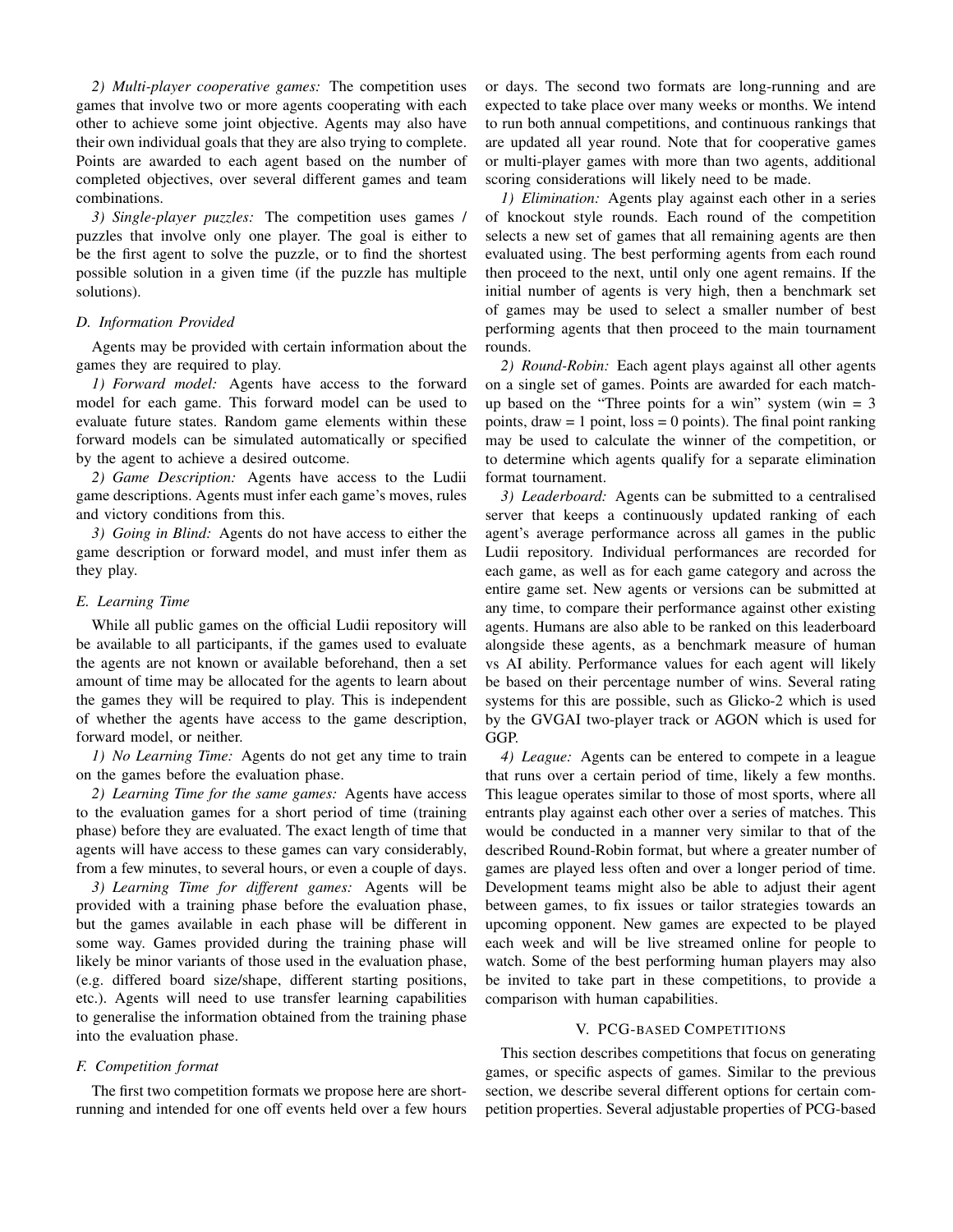*2) Multi-player cooperative games:* The competition uses games that involve two or more agents cooperating with each other to achieve some joint objective. Agents may also have their own individual goals that they are also trying to complete. Points are awarded to each agent based on the number of completed objectives, over several different games and team combinations.

*3) Single-player puzzles:* The competition uses games / puzzles that involve only one player. The goal is either to be the first agent to solve the puzzle, or to find the shortest possible solution in a given time (if the puzzle has multiple solutions).

### D. Information Provided

Agents may be provided with certain information about the games they are required to play.

*1) Forward model:* Agents have access to the forward model for each game. This forward model can be used to evaluate future states. Random game elements within these forward models can be simulated automatically or specified by the agent to achieve a desired outcome.

*2) Game Description:* Agents have access to the Ludii game descriptions. Agents must infer each game's moves, rules and victory conditions from this.

*3) Going in Blind:* Agents do not have access to either the game description or forward model, and must infer them as they play.

### E. Learning Time

While all public games on the official Ludii repository will be available to all participants, if the games used to evaluate the agents are not known or available beforehand, then a set amount of time may be allocated for the agents to learn about the games they will be required to play. This is independent of whether the agents have access to the game description, forward model, or neither.

*1) No Learning Time:* Agents do not get any time to train on the games before the evaluation phase.

*2) Learning Time for the same games:* Agents have access to the evaluation games for a short period of time (training phase) before they are evaluated. The exact length of time that agents will have access to these games can vary considerably, from a few minutes, to several hours, or even a couple of days.

*3) Learning Time for different games:* Agents will be provided with a training phase before the evaluation phase, but the games available in each phase will be different in some way. Games provided during the training phase will likely be minor variants of those used in the evaluation phase, (e.g. differed board size/shape, different starting positions, etc.). Agents will need to use transfer learning capabilities to generalise the information obtained from the training phase into the evaluation phase.

### F. Competition format

The first two competition formats we propose here are short-running and intended for one off events held over a few hours or days. The second two formats are long-running and are expected to take place over many weeks or months. We intend to run both annual competitions, and continuous rankings that are updated all year round. Note that for cooperative games or multi-player games with more than two agents, additional scoring considerations will likely need to be made.

*1) Elimination:* Agents play against each other in a series of knockout style rounds. Each round of the competition selects a new set of games that all remaining agents are then evaluated using. The best performing agents from each round then proceed to the next, until only one agent remains. If the initial number of agents is very high, then a benchmark set of games may be used to select a smaller number of best performing agents that then proceed to the main tournament rounds.

*2) Round-Robin:* Each agent plays against all other agents on a single set of games. Points are awarded for each match-up based on the "Three points for a win" system (win = 3 points, draw = 1 point, loss = 0 points). The final point ranking may be used to calculate the winner of the competition, or to determine which agents qualify for a separate elimination format tournament.

*3) Leaderboard:* Agents can be submitted to a centralised server that keeps a continuously updated ranking of each agent's average performance across all games in the public Ludii repository. Individual performances are recorded for each game, as well as for each game category and across the entire game set. New agents or versions can be submitted at any time, to compare their performance against other existing agents. Humans are also able to be ranked on this leaderboard alongside these agents, as a benchmark measure of human vs AI ability. Performance values for each agent will likely be based on their percentage number of wins. Several rating systems for this are possible, such as Glicko-2 which is used by the GVGAI two-player track or AGON which is used for GGP.

*4) League:* Agents can be entered to compete in a league that runs over a certain period of time, likely a few months. This league operates similar to those of most sports, where all entrants play against each other over a series of matches. This would be conducted in a manner very similar to that of the described Round-Robin format, but where a greater number of games are played less often and over a longer period of time. Development teams might also be able to adjust their agent between games, to fix issues or tailor strategies towards an upcoming opponent. New games are expected to be played each week and will be live streamed online for people to watch. Some of the best performing human players may also be invited to take part in these competitions, to provide a comparison with human capabilities.

## V. PCG-based Competitions

This section describes competitions that focus on generating games, or specific aspects of games. Similar to the previous section, we describe several different options for certain competition properties. Several adjustable properties of PCG-based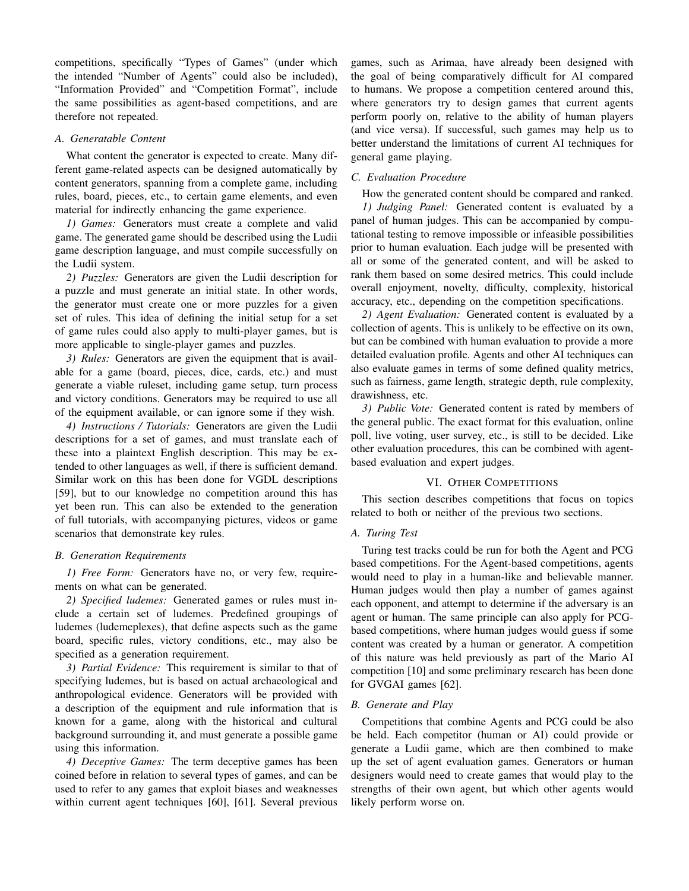competitions, specifically "Types of Games" (under which the intended "Number of Agents" could also be included), "Information Provided" and "Competition Format", include the same possibilities as agent-based competitions, and are therefore not repeated.

### A. Generatable Content

What content the generator is expected to create. Many different game-related aspects can be designed automatically by content generators, spanning from a complete game, including rules, board, pieces, etc., to certain game elements, and even material for indirectly enhancing the game experience.

*1) Games:* Generators must create a complete and valid game. The generated game should be described using the Ludii game description language, and must compile successfully on the Ludii system.

*2) Puzzles:* Generators are given the Ludii description for a puzzle and must generate an initial state. In other words, the generator must create one or more puzzles for a given set of rules. This idea of defining the initial setup for a set of game rules could also apply to multi-player games, but is more applicable to single-player games and puzzles.

*3) Rules:* Generators are given the equipment that is available for a game (board, pieces, dice, cards, etc.) and must generate a viable ruleset, including game setup, turn process and victory conditions. Generators may be required to use all of the equipment available, or can ignore some if they wish.

*4) Instructions / Tutorials:* Generators are given the Ludii descriptions for a set of games, and must translate each of these into a plaintext English description. This may be extended to other languages as well, if there is sufficient demand. Similar work on this has been done for VGDL descriptions [59], but to our knowledge no competition around this has yet been run. This can also be extended to the generation of full tutorials, with accompanying pictures, videos or game scenarios that demonstrate key rules.

### B. Generation Requirements

*1) Free Form:* Generators have no, or very few, requirements on what can be generated.

*2) Specified ludemes:* Generated games or rules must include a certain set of ludemes. Predefined groupings of ludemes (ludemeplexes), that define aspects such as the game board, specific rules, victory conditions, etc., may also be specified as a generation requirement.

*3) Partial Evidence:* This requirement is similar to that of specifying ludemes, but is based on actual archaeological and anthropological evidence. Generators will be provided with a description of the equipment and rule information that is known for a game, along with the historical and cultural background surrounding it, and must generate a possible game using this information.

*4) Deceptive Games:* The term deceptive games has been coined before in relation to several types of games, and can be used to refer to any games that exploit biases and weaknesses within current agent techniques [60], [61]. Several previous games, such as Arimaa, have already been designed with the goal of being comparatively difficult for AI compared to humans. We propose a competition centered around this, where generators try to design games that current agents perform poorly on, relative to the ability of human players (and vice versa). If successful, such games may help us to better understand the limitations of current AI techniques for general game playing.

### C. Evaluation Procedure

How the generated content should be compared and ranked.

*1) Judging Panel:* Generated content is evaluated by a panel of human judges. This can be accompanied by computational testing to remove impossible or infeasible possibilities prior to human evaluation. Each judge will be presented with all or some of the generated content, and will be asked to rank them based on some desired metrics. This could include overall enjoyment, novelty, difficulty, complexity, historical accuracy, etc., depending on the competition specifications.

*2) Agent Evaluation:* Generated content is evaluated by a collection of agents. This is unlikely to be effective on its own, but can be combined with human evaluation to provide a more detailed evaluation profile. Agents and other AI techniques can also evaluate games in terms of some defined quality metrics, such as fairness, game length, strategic depth, rule complexity, drawishness, etc.

*3) Public Vote:* Generated content is rated by members of the general public. The exact format for this evaluation, online poll, live voting, user survey, etc., is still to be decided. Like other evaluation procedures, this can be combined with agent-based evaluation and expert judges.

## VI. Other Competitions

This section describes competitions that focus on topics related to both or neither of the previous two sections.

### A. Turing Test

Turing test tracks could be run for both the Agent and PCG based competitions. For the Agent-based competitions, agents would need to play in a human-like and believable manner. Human judges would then play a number of games against each opponent, and attempt to determine if the adversary is an agent or human. The same principle can also apply for PCG-based competitions, where human judges would guess if some content was created by a human or generator. A competition of this nature was held previously as part of the Mario AI competition [10] and some preliminary research has been done for GVGAI games [62].

### B. Generate and Play

Competitions that combine Agents and PCG could be also be held. Each competitor (human or AI) could provide or generate a Ludii game, which are then combined to make up the set of agent evaluation games. Generators or human designers would need to create games that would play to the strengths of their own agent, but which other agents would likely perform worse on.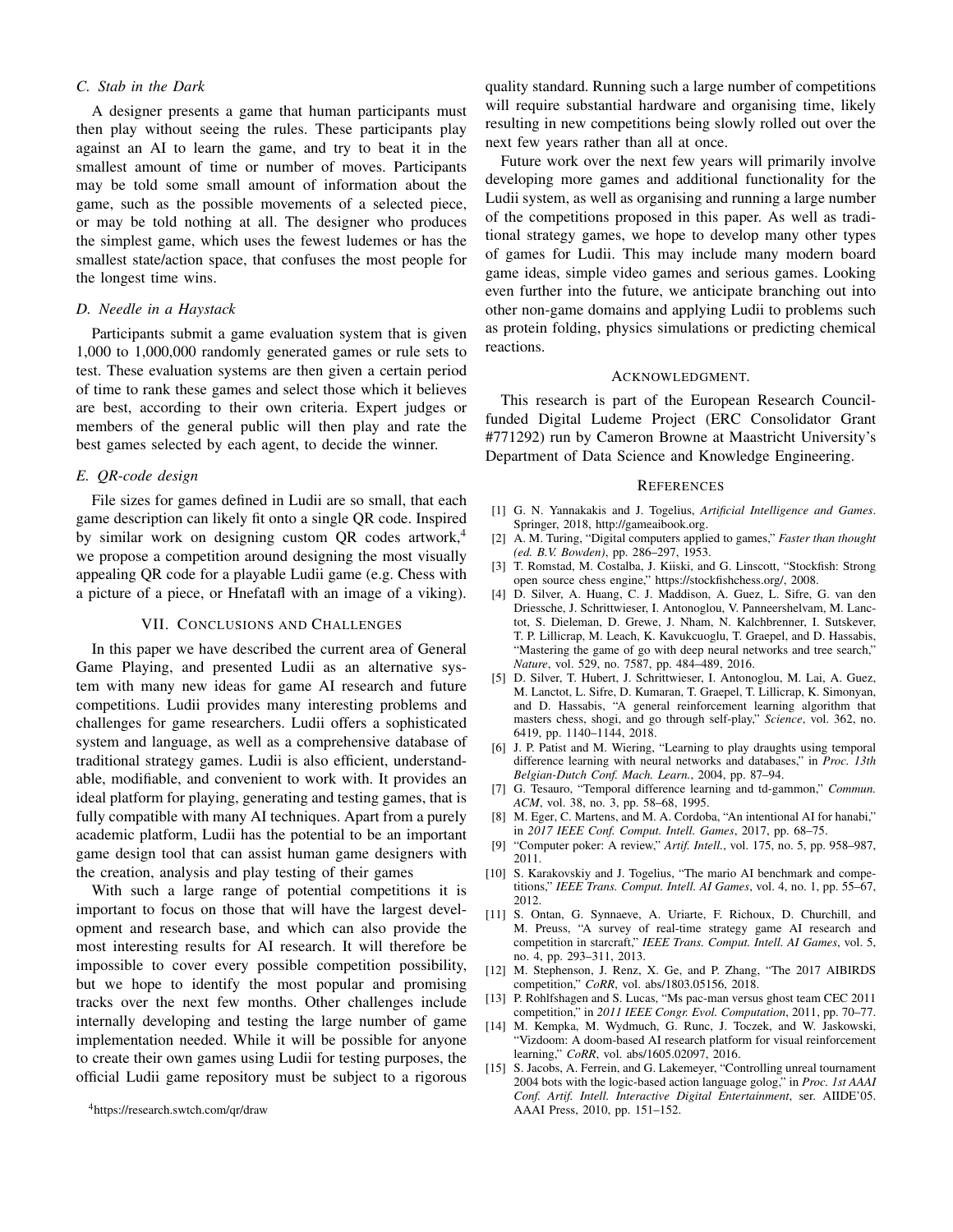### C. Stab in the Dark

A designer presents a game that human participants must then play without seeing the rules. These participants play against an AI to learn the game, and try to beat it in the smallest amount of time or number of moves. Participants may be told some small amount of information about the game, such as the possible movements of a selected piece, or may be told nothing at all. The designer who produces the simplest game, which uses the fewest ludemes or has the smallest state/action space, that confuses the most people for the longest time wins.

### D. Needle in a Haystack

Participants submit a game evaluation system that is given 1,000 to 1,000,000 randomly generated games or rule sets to test. These evaluation systems are then given a certain period of time to rank these games and select those which it believes are best, according to their own criteria. Expert judges or members of the general public will then play and rate the best games selected by each agent, to decide the winner.

### E. QR-code design

File sizes for games defined in Ludii are so small, that each game description can likely fit onto a single QR code. Inspired by similar work on designing custom QR codes artwork,[4] we propose a competition around designing the most visually appealing QR code for a playable Ludii game (e.g. Chess with a picture of a piece, or Hnefatafl with an image of a viking).

## VII. Conclusions and Challenges

In this paper we have described the current area of General Game Playing, and presented Ludii as an alternative system with many new ideas for game AI research and future competitions. Ludii provides many interesting problems and challenges for game researchers. Ludii offers a sophisticated system and language, as well as a comprehensive database of traditional strategy games. Ludii is also efficient, understandable, modifiable, and convenient to work with. It provides an ideal platform for playing, generating and testing games, that is fully compatible with many AI techniques. Apart from a purely academic platform, Ludii has the potential to be an important game design tool that can assist human game designers with the creation, analysis and play testing of their games

With such a large range of potential competitions it is important to focus on those that will have the largest development and research base, and which can also provide the most interesting results for AI research. It will therefore be impossible to cover every possible competition possibility, but we hope to identify the most popular and promising tracks over the next few months. Other challenges include internally developing and testing the large number of game implementation needed. While it will be possible for anyone to create their own games using Ludii for testing purposes, the official Ludii game repository must be subject to a rigorous quality standard. Running such a large number of competitions will require substantial hardware and organising time, likely resulting in new competitions being slowly rolled out over the next few years rather than all at once.

Future work over the next few years will primarily involve developing more games and additional functionality for the Ludii system, as well as organising and running a large number of the competitions proposed in this paper. As well as traditional strategy games, we hope to develop many other types of games for Ludii. This may include many modern board game ideas, simple video games and serious games. Looking even further into the future, we anticipate branching out into other non-game domains and applying Ludii to problems such as protein folding, physics simulations or predicting chemical reactions.

## Acknowledgment.

This research is part of the European Research Council-funded Digital Ludeme Project (ERC Consolidator Grant #771292) run by Cameron Browne at Maastricht University's Department of Data Science and Knowledge Engineering.

## References

[1] G. N. Yannakakis and J. Togelius, *Artificial Intelligence and Games*. Springer, 2018, http://gameaibook.org.

[2] A. M. Turing, "Digital computers applied to games," *Faster than thought (ed. B.V. Bowden)*, pp. 286–297, 1953.

[3] T. Romstad, M. Costalba, J. Kiiski, and G. Linscott, "Stockfish: Strong open source chess engine," https://stockfishchess.org/, 2008.

[4] D. Silver, A. Huang, C. J. Maddison, A. Guez, L. Sifre, G. van den Driessche, J. Schrittwieser, I. Antonoglou, V. Panneershelvam, M. Lanctot, S. Dieleman, D. Grewe, J. Nham, N. Kalchbrenner, I. Sutskever, T. P. Lillicrap, M. Leach, K. Kavukcuoglu, T. Graepel, and D. Hassabis, "Mastering the game of go with deep neural networks and tree search," *Nature*, vol. 529, no. 7587, pp. 484–489, 2016.

[5] D. Silver, T. Hubert, J. Schrittwieser, I. Antonoglou, M. Lai, A. Guez, M. Lanctot, L. Sifre, D. Kumaran, T. Graepel, T. Lillicrap, K. Simonyan, and D. Hassabis, "A general reinforcement learning algorithm that masters chess, shogi, and go through self-play," *Science*, vol. 362, no. 6419, pp. 1140–1144, 2018.

[6] J. P. Patist and M. Wiering, "Learning to play draughts using temporal difference learning with neural networks and databases," in *Proc. 13th Belgian-Dutch Conf. Mach. Learn.*, 2004, pp. 87–94.

[7] G. Tesauro, "Temporal difference learning and td-gammon," *Commun. ACM*, vol. 38, no. 3, pp. 58–68, 1995.

[8] M. Eger, C. Martens, and M. A. Cordoba, "An intentional AI for hanabi," in *2017 IEEE Conf. Comput. Intell. Games*, 2017, pp. 68–75.

[9] "Computer poker: A review," *Artif. Intell.*, vol. 175, no. 5, pp. 958–987, 2011.

[10] S. Karakovskiy and J. Togelius, "The mario AI benchmark and competitions," *IEEE Trans. Comput. Intell. AI Games*, vol. 4, no. 1, pp. 55–67, 2012.

[11] S. Ontan, G. Synnaeve, A. Uriarte, F. Richoux, D. Churchill, and M. Preuss, "A survey of real-time strategy game AI research and competition in starcraft," *IEEE Trans. Comput. Intell. AI Games*, vol. 5, no. 4, pp. 293–311, 2013.

[12] M. Stephenson, J. Renz, X. Ge, and P. Zhang, "The 2017 AIBIRDS competition," *CoRR*, vol. abs/1803.05156, 2018.

[13] P. Rohlfshagen and S. Lucas, "Ms pac-man versus ghost team CEC 2011 competition," in *2011 IEEE Congr. Evol. Computation*, 2011, pp. 70–77.

[14] M. Kempka, M. Wydmuch, G. Runc, J. Toczek, and W. Jaskowski, "Vizdoom: A doom-based AI research platform for visual reinforcement learning," *CoRR*, vol. abs/1605.02097, 2016.

[15] S. Jacobs, A. Ferrein, and G. Lakemeyer, "Controlling unreal tournament 2004 bots with the logic-based action language golog," in *Proc. 1st AAAI Conf. Artif. Intell. Interactive Digital Entertainment*, ser. AIIDE'05. AAAI Press, 2010, pp. 151–152.

[4]https://research.swtch.com/qr/draw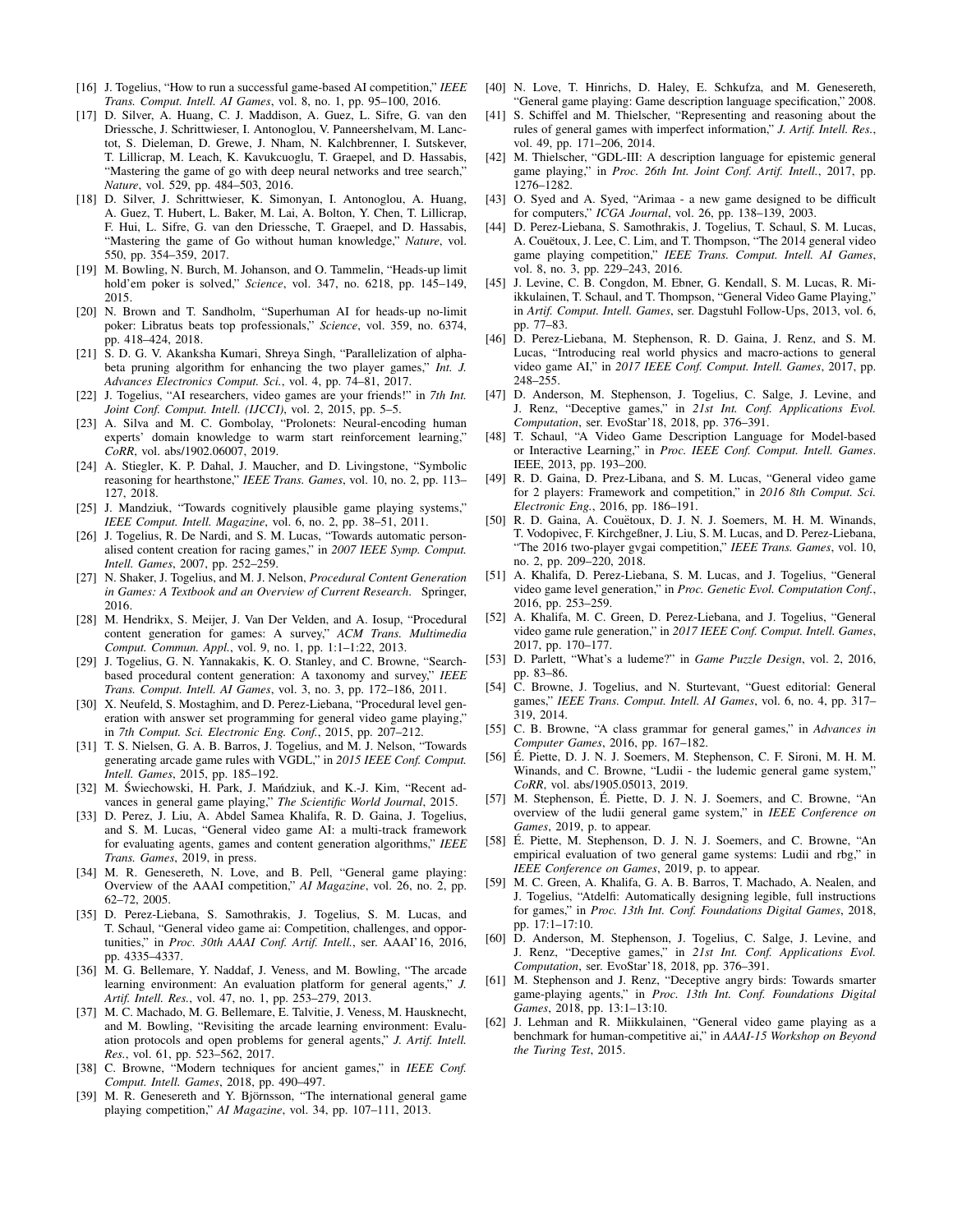[16] J. Togelius, "How to run a successful game-based AI competition," *IEEE Trans. Comput. Intell. AI Games*, vol. 8, no. 1, pp. 95–100, 2016.

[17] D. Silver, A. Huang, C. J. Maddison, A. Guez, L. Sifre, G. van den Driessche, J. Schrittwieser, I. Antonoglou, V. Panneershelvam, M. Lanctot, S. Dieleman, D. Grewe, J. Nham, N. Kalchbrenner, I. Sutskever, T. Lillicrap, M. Leach, K. Kavukcuoglu, T. Graepel, and D. Hassabis, "Mastering the game of go with deep neural networks and tree search," *Nature*, vol. 529, pp. 484–503, 2016.

[18] D. Silver, J. Schrittwieser, K. Simonyan, I. Antonoglou, A. Huang, A. Guez, T. Hubert, L. Baker, M. Lai, A. Bolton, Y. Chen, T. Lillicrap, F. Hui, L. Sifre, G. van den Driessche, T. Graepel, and D. Hassabis, "Mastering the game of Go without human knowledge," *Nature*, vol. 550, pp. 354–359, 2017.

[19] M. Bowling, N. Burch, M. Johanson, and O. Tammelin, "Heads-up limit hold'em poker is solved," *Science*, vol. 347, no. 6218, pp. 145–149, 2015.

[20] N. Brown and T. Sandholm, "Superhuman AI for heads-up no-limit poker: Libratus beats top professionals," *Science*, vol. 359, no. 6374, pp. 418–424, 2018.

[21] S. D. G. V. Akanksha Kumari, Shreya Singh, "Parallelization of alphabeta pruning algorithm for enhancing the two player games," *Int. J. Advances Electronics Comput. Sci.*, vol. 4, pp. 74–81, 2017.

[22] J. Togelius, "AI researchers, video games are your friends!" in *7th Int. Joint Conf. Comput. Intell. (IJCCI)*, vol. 2, 2015, pp. 5–5.

[23] A. Silva and M. C. Gombolay, "Prolonets: Neural-encoding human experts' domain knowledge to warm start reinforcement learning," *CoRR*, vol. abs/1902.06007, 2019.

[24] A. Stiegler, K. P. Dahal, J. Maucher, and D. Livingstone, "Symbolic reasoning for hearthstone," *IEEE Trans. Games*, vol. 10, no. 2, pp. 113–127, 2018.

[25] J. Mandziuk, "Towards cognitively plausible game playing systems," *IEEE Comput. Intell. Magazine*, vol. 6, no. 2, pp. 38–51, 2011.

[26] J. Togelius, R. De Nardi, and S. M. Lucas, "Towards automatic personalised content creation for racing games," in *2007 IEEE Symp. Comput. Intell. Games*, 2007, pp. 252–259.

[27] N. Shaker, J. Togelius, and M. J. Nelson, *Procedural Content Generation in Games: A Textbook and an Overview of Current Research*. Springer, 2016.

[28] M. Hendrikx, S. Meijer, J. Van Der Velden, and A. Iosup, "Procedural content generation for games: A survey," *ACM Trans. Multimedia Comput. Commun. Appl.*, vol. 9, no. 1, pp. 1:1–1:22, 2013.

[29] J. Togelius, G. N. Yannakakis, K. O. Stanley, and C. Browne, "Search-based procedural content generation: A taxonomy and survey," *IEEE Trans. Comput. Intell. AI Games*, vol. 3, no. 3, pp. 172–186, 2011.

[30] X. Neufeld, S. Mostaghim, and D. Perez-Liebana, "Procedural level generation with answer set programming for general video game playing," in *7th Comput. Sci. Electronic Eng. Conf.*, 2015, pp. 207–212.

[31] T. S. Nielsen, G. A. B. Barros, J. Togelius, and M. J. Nelson, "Towards generating arcade game rules with VGDL," in *2015 IEEE Conf. Comput. Intell. Games*, 2015, pp. 185–192.

[32] M. Świechowski, H. Park, J. Mańdziuk, and K.-J. Kim, "Recent advances in general game playing," *The Scientific World Journal*, 2015.

[33] D. Perez, J. Liu, A. Abdel Samea Khalifa, R. D. Gaina, J. Togelius, and S. M. Lucas, "General video game AI: a multi-track framework for evaluating agents, games and content generation algorithms," *IEEE Trans. Games*, 2019, in press.

[34] M. R. Genesereth, N. Love, and B. Pell, "General game playing: Overview of the AAAI competition," *AI Magazine*, vol. 26, no. 2, pp. 62–72, 2005.

[35] D. Perez-Liebana, S. Samothrakis, J. Togelius, S. M. Lucas, and T. Schaul, "General video game ai: Competition, challenges, and opportunities," in *Proc. 30th AAAI Conf. Artif. Intell.*, ser. AAAI'16, 2016, pp. 4335–4337.

[36] M. G. Bellemare, Y. Naddaf, J. Veness, and M. Bowling, "The arcade learning environment: An evaluation platform for general agents," *J. Artif. Intell. Res.*, vol. 47, no. 1, pp. 253–279, 2013.

[37] M. C. Machado, M. G. Bellemare, E. Talvitie, J. Veness, M. Hausknecht, and M. Bowling, "Revisiting the arcade learning environment: Evaluation protocols and open problems for general agents," *J. Artif. Intell. Res.*, vol. 61, pp. 523–562, 2017.

[38] C. Browne, "Modern techniques for ancient games," in *IEEE Conf. Comput. Intell. Games*, 2018, pp. 490–497.

[39] M. R. Genesereth and Y. Björnsson, "The international general game playing competition," *AI Magazine*, vol. 34, pp. 107–111, 2013.

[40] N. Love, T. Hinrichs, D. Haley, E. Schkufza, and M. Genesereth, "General game playing: Game description language specification," 2008.

[41] S. Schiffel and M. Thielscher, "Representing and reasoning about the rules of general games with imperfect information," *J. Artif. Intell. Res.*, vol. 49, pp. 171–206, 2014.

[42] M. Thielscher, "GDL-III: A description language for epistemic general game playing," in *Proc. 26th Int. Joint Conf. Artif. Intell.*, 2017, pp. 1276–1282.

[43] O. Syed and A. Syed, "Arimaa - a new game designed to be difficult for computers," *ICGA Journal*, vol. 26, pp. 138–139, 2003.

[44] D. Perez-Liebana, S. Samothrakis, J. Togelius, T. Schaul, S. M. Lucas, A. Couëtoux, J. Lee, C. Lim, and T. Thompson, "The 2014 general video game playing competition," *IEEE Trans. Comput. Intell. AI Games*, vol. 8, no. 3, pp. 229–243, 2016.

[45] J. Levine, C. B. Congdon, M. Ebner, G. Kendall, S. M. Lucas, R. Miikkulainen, T. Schaul, and T. Thompson, "General Video Game Playing," in *Artif. Comput. Intell. Games*, ser. Dagstuhl Follow-Ups, 2013, vol. 6, pp. 77–83.

[46] D. Perez-Liebana, M. Stephenson, R. D. Gaina, J. Renz, and S. M. Lucas, "Introducing real world physics and macro-actions to general video game AI," in *2017 IEEE Conf. Comput. Intell. Games*, 2017, pp. 248–255.

[47] D. Anderson, M. Stephenson, J. Togelius, C. Salge, J. Levine, and J. Renz, "Deceptive games," in *21st Int. Conf. Applications Evol. Computation*, ser. EvoStar'18, 2018, pp. 376–391.

[48] T. Schaul, "A Video Game Description Language for Model-based or Interactive Learning," in *Proc. IEEE Conf. Comput. Intell. Games*. IEEE, 2013, pp. 193–200.

[49] R. D. Gaina, D. Prez-Libana, and S. M. Lucas, "General video game for 2 players: Framework and competition," in *2016 8th Comput. Sci. Electronic Eng.*, 2016, pp. 186–191.

[50] R. D. Gaina, A. Couëtoux, D. J. N. J. Soemers, M. H. M. Winands, T. Vodopivec, F. Kirchgeßner, J. Liu, S. M. Lucas, and D. Perez-Liebana, "The 2016 two-player gvgai competition," *IEEE Trans. Games*, vol. 10, no. 2, pp. 209–220, 2018.

[51] A. Khalifa, D. Perez-Liebana, S. M. Lucas, and J. Togelius, "General video game level generation," in *Proc. Genetic Evol. Computation Conf.*, 2016, pp. 253–259.

[52] A. Khalifa, M. C. Green, D. Perez-Liebana, and J. Togelius, "General video game rule generation," in *2017 IEEE Conf. Comput. Intell. Games*, 2017, pp. 170–177.

[53] D. Parlett, "What's a ludeme?" in *Game Puzzle Design*, vol. 2, 2016, pp. 83–86.

[54] C. Browne, J. Togelius, and N. Sturtevant, "Guest editorial: General games," *IEEE Trans. Comput. Intell. AI Games*, vol. 6, no. 4, pp. 317–319, 2014.

[55] C. B. Browne, "A class grammar for general games," in *Advances in Computer Games*, 2016, pp. 167–182.

[56] É. Piette, D. J. N. J. Soemers, M. Stephenson, C. F. Sironi, M. H. M. Winands, and C. Browne, "Ludii - the ludemic general game system," *CoRR*, vol. abs/1905.05013, 2019.

[57] M. Stephenson, É. Piette, D. J. N. J. Soemers, and C. Browne, "An overview of the ludii general game system," in *IEEE Conference on Games*, 2019, p. to appear.

[58] É. Piette, M. Stephenson, D. J. N. J. Soemers, and C. Browne, "An empirical evaluation of two general game systems: Ludii and rbg," in *IEEE Conference on Games*, 2019, p. to appear.

[59] M. C. Green, A. Khalifa, G. A. B. Barros, T. Machado, A. Nealen, and J. Togelius, "Atdelfi: Automatically designing legible, full instructions for games," in *Proc. 13th Int. Conf. Foundations Digital Games*, 2018, pp. 17:1–17:10.

[60] D. Anderson, M. Stephenson, J. Togelius, C. Salge, J. Levine, and J. Renz, "Deceptive games," in *21st Int. Conf. Applications Evol. Computation*, ser. EvoStar'18, 2018, pp. 376–391.

[61] M. Stephenson and J. Renz, "Deceptive angry birds: Towards smarter game-playing agents," in *Proc. 13th Int. Conf. Foundations Digital Games*, 2018, pp. 13:1–13:10.

[62] J. Lehman and R. Miikkulainen, "General video game playing as a benchmark for human-competitive ai," in *AAAI-15 Workshop on Beyond the Turing Test*, 2015.